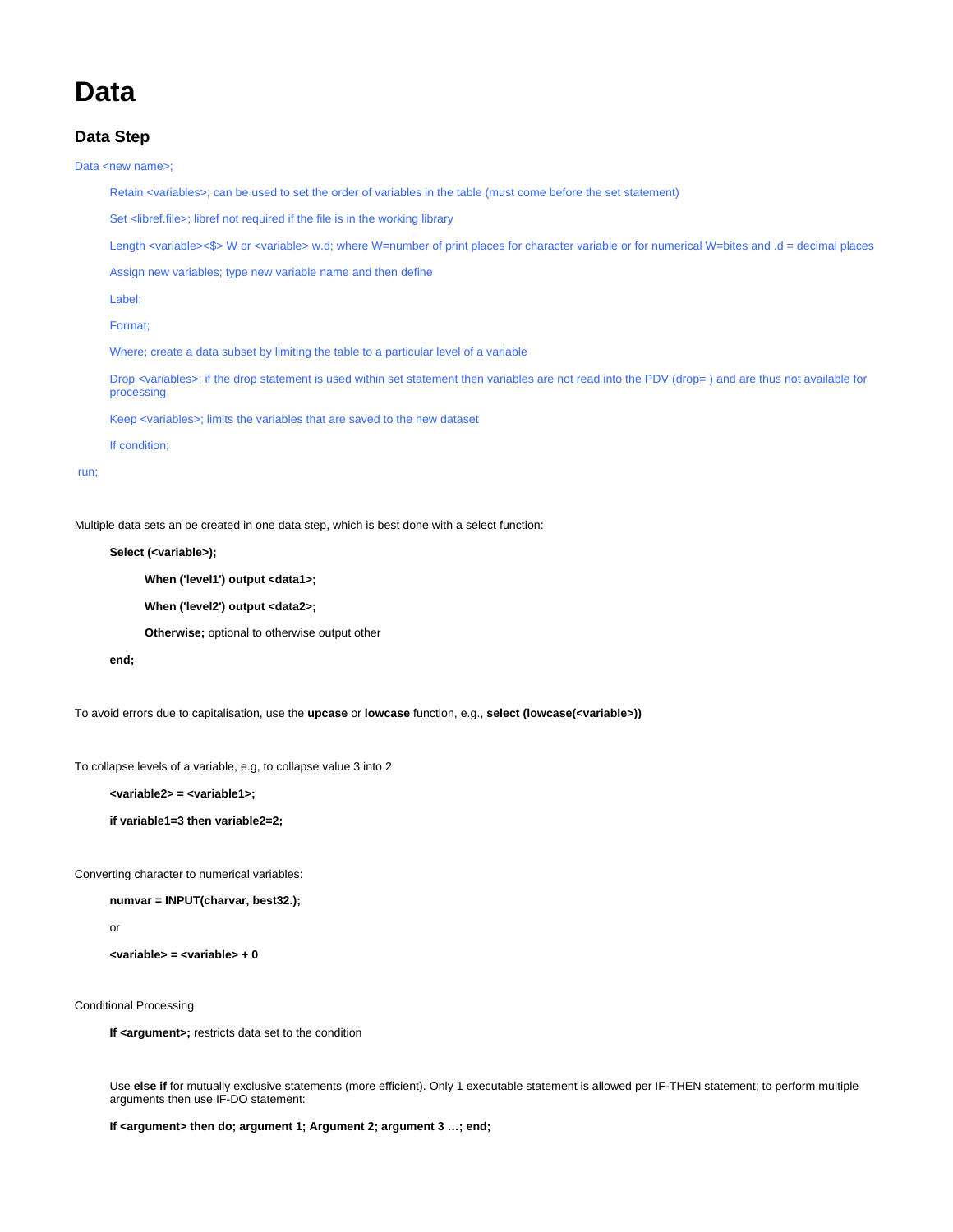# Data

## Data Step

Data <new name>;

Retain <variables>; can be used to set the order of variables in the table (must come before the set statement)

Set <libref.file>; libref not required if the file is in the working library

Length <variable><$> W or <variable> w.d; where W=number of print places for character variable or for numerical W=bites and .d = decimal places

Assign new variables; type new variable name and then define

Label;

Format;

Where; create a data subset by limiting the table to a particular level of a variable

Drop <variables>; if the drop statement is used within set statement then variables are not read into the PDV (drop= ) and are thus not available for processing

Keep <variables>; limits the variables that are saved to the new dataset

If condition;

run;

Multiple data sets an be created in one data step, which is best done with a select function:

**Select (<variable>);**

**When ('level1') output <data1>;**

**When ('level2') output <data2>;**

**Otherwise;** optional to otherwise output other

**end;**

To avoid errors due to capitalisation, use the **upcase** or **lowcase** function, e.g., **select (lowcase(<variable>))**

To collapse levels of a variable, e.g, to collapse value 3 into 2

**<variable2> = <variable1>;**

**if variable1=3 then variable2=2;**

Converting character to numerical variables:

**numvar = INPUT(charvar, best32.);**

or

**<variable> = <variable> + 0**

Conditional Processing

**If <argument>;** restricts data set to the condition

Use **else if** for mutually exclusive statements (more efficient). Only 1 executable statement is allowed per IF-THEN statement; to perform multiple arguments then use IF-DO statement:

**If <argument> then do; argument 1; Argument 2; argument 3 …; end;**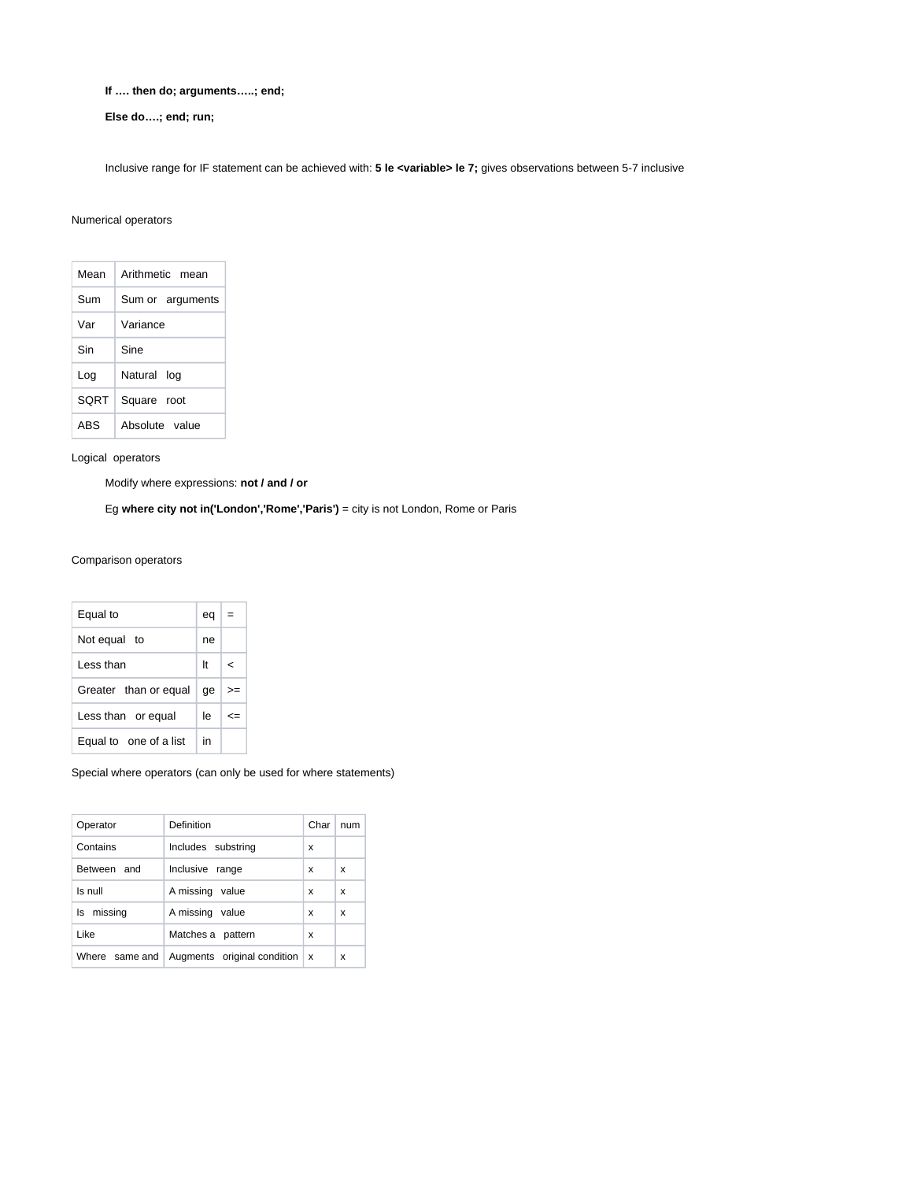**If …. then do; arguments…..; end;**

**Else do….; end; run;**

Inclusive range for IF statement can be achieved with: **5 le <variable> le 7;** gives observations between 5-7 inclusive

Numerical operators

| | |
|---|---|
| Mean | Arithmetic mean |
| Sum | Sum or arguments |
| Var | Variance |
| Sin | Sine |
| Log | Natural log |
| SQRT | Square root |
| ABS | Absolute value |

Logical operators

Modify where expressions: **not / and / or**

Eg **where city not in('London','Rome','Paris')** = city is not London, Rome or Paris

Comparison operators

| | | |
|---|---|---|
| Equal to | eq | = |
| Not equal to | ne | |
| Less than | lt | < |
| Greater than or equal | ge | >= |
| Less than or equal | le | <= |
| Equal to one of a list | in | |

Special where operators (can only be used for where statements)

| Operator | Definition | Char | num |
|---|---|---|---|
| Contains | Includes substring | x | |
| Between and | Inclusive range | x | x |
| Is null | A missing value | x | x |
| Is missing | A missing value | x | x |
| Like | Matches a pattern | x | |
| Where same and | Augments original condition | x | x |